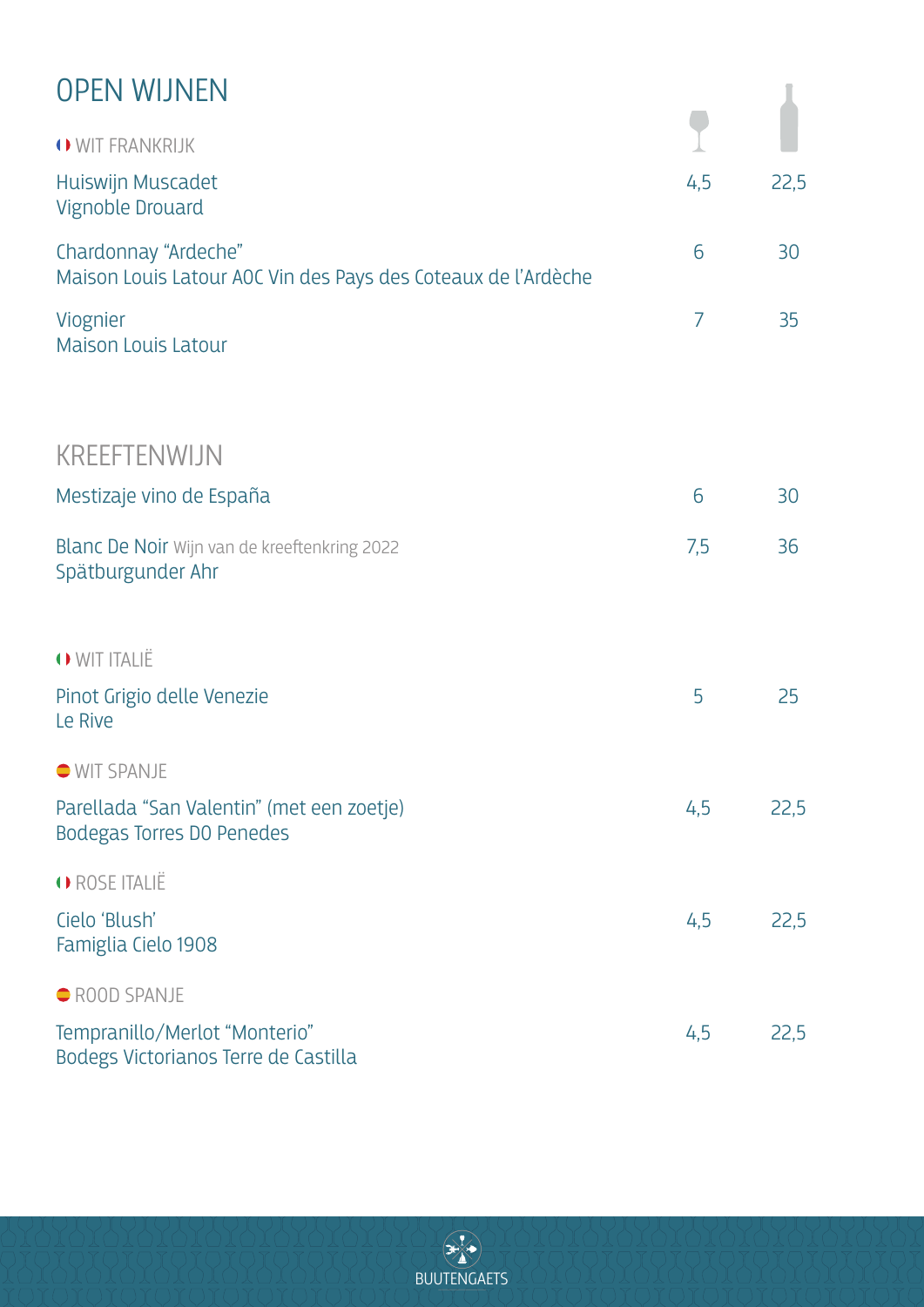# OPEN WIJNEN

| WIT FRANKRIJK | Glas | Fles |
|---|---|---|
| Huiswijn Muscadet<br>Vignoble Drouard | 4,5 | 22,5 |
| Chardonnay "Ardeche"<br>Maison Louis Latour AOC Vin des Pays des Coteaux de l'Ardèche | 6 | 30 |
| Viognier<br>Maison Louis Latour | 7 | 35 |

## KREEFTENWIJN

| | | |
|---|---|---|
| Mestizaje vino de España | 6 | 30 |
| Blanc De Noir Wijn van de kreeftenkring 2022<br>Spätburgunder Ahr | 7,5 | 36 |

### WIT ITALIË

| | | |
|---|---|---|
| Pinot Grigio delle Venezie<br>Le Rive | 5 | 25 |

### WIT SPANJE

| | | |
|---|---|---|
| Parellada "San Valentin" (met een zoetje)<br>Bodegas Torres DO Penedes | 4,5 | 22,5 |

### ROSE ITALIË

| | | |
|---|---|---|
| Cielo 'Blush'<br>Famiglia Cielo 1908 | 4,5 | 22,5 |

### ROOD SPANJE

| | | |
|---|---|---|
| Tempranillo/Merlot "Monterio"<br>Bodegs Victorianos Terre de Castilla | 4,5 | 22,5 |

BUUTENGAETS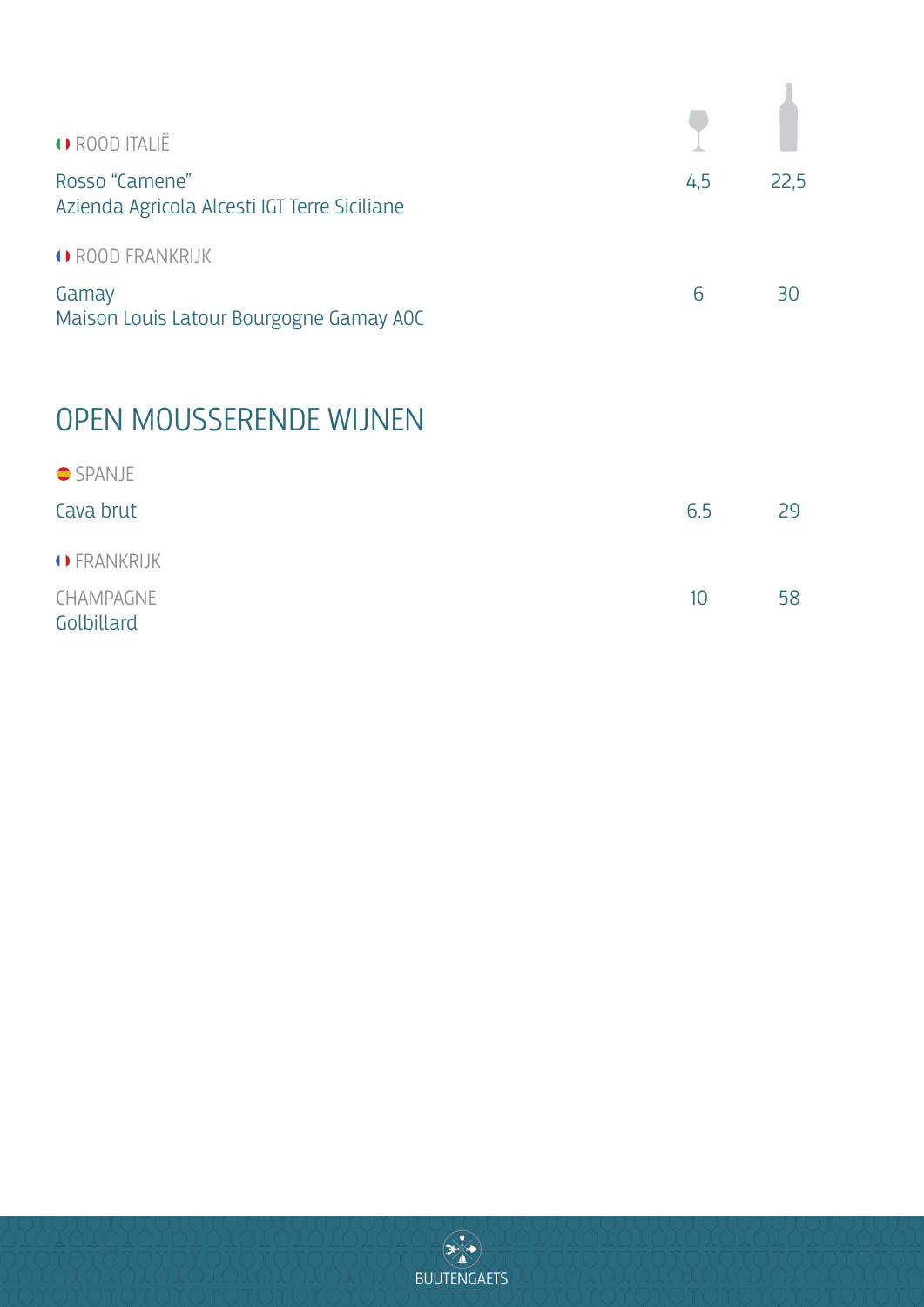| ROOD ITALIË | Glas | Fles |
|---|---|---|
| Rosso "Camene"<br>Azienda Agricola Alcesti IGT Terre Siciliane | 4,5 | 22,5 |

| ROOD FRANKRIJK | | |
|---|---|---|
| Gamay<br>Maison Louis Latour Bourgogne Gamay AOC | 6 | 30 |

# OPEN MOUSSERENDE WIJNEN

| SPANJE | | |
|---|---|---|
| Cava brut | 6.5 | 29 |

| FRANKRIJK | | |
|---|---|---|
| CHAMPAGNE<br>Golbillard | 10 | 58 |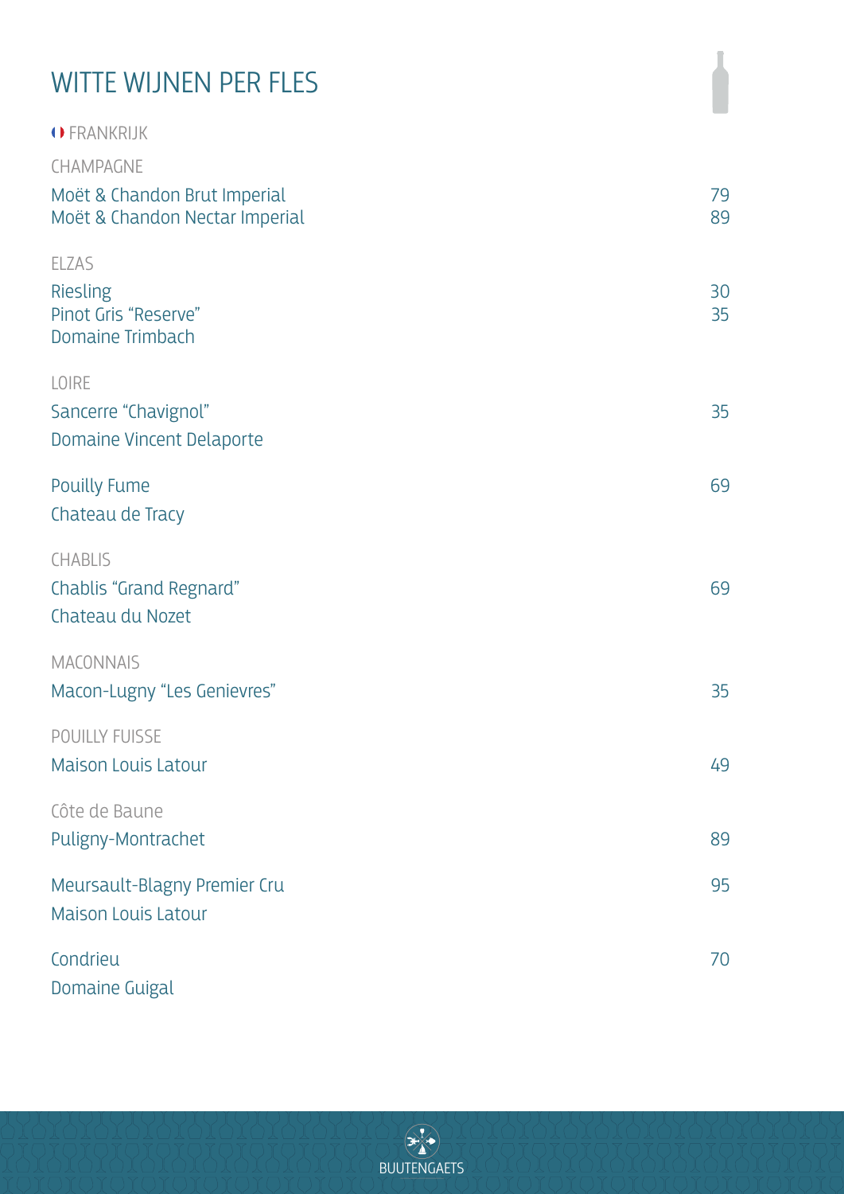# WITTE WIJNEN PER FLES

## FRANKRIJK

### CHAMPAGNE

| | |
|---|---|
| Moët & Chandon Brut Imperial | 79 |
| Moët & Chandon Nectar Imperial | 89 |

### ELZAS

| | |
|---|---|
| Riesling | 30 |
| Pinot Gris "Reserve" | 35 |
| Domaine Trimbach | |

### LOIRE

| | |
|---|---|
| Sancerre "Chavignol"<br>Domaine Vincent Delaporte | 35 |
| Pouilly Fume<br>Chateau de Tracy | 69 |

### CHABLIS

| | |
|---|---|
| Chablis "Grand Regnard"<br>Chateau du Nozet | 69 |

### MACONNAIS

| | |
|---|---|
| Macon-Lugny "Les Genievres" | 35 |

### POUILLY FUISSE

| | |
|---|---|
| Maison Louis Latour | 49 |

### Côte de Baune

| | |
|---|---|
| Puligny-Montrachet | 89 |
| Meursault-Blagny Premier Cru<br>Maison Louis Latour | 95 |
| Condrieu<br>Domaine Guigal | 70 |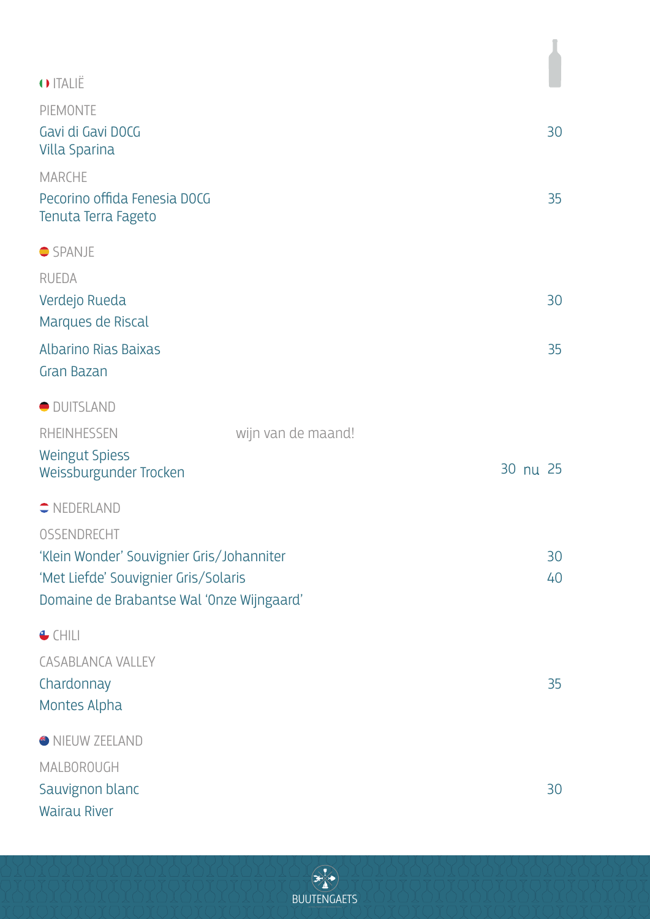## ITALIË

### PIEMONTE

Gavi di Gavi DOCG 30
Villa Sparina

### MARCHE

Pecorino offida Fenesia DOCG 35
Tenuta Terra Fageto

## SPANJE

### RUEDA

Verdejo Rueda 30
Marques de Riscal

Albarino Rias Baixas 35
Gran Bazan

## DUITSLAND

### RHEINHESSEN

wijn van de maand!

Weingut Spiess
Weissburgunder Trocken 30 nu 25

## NEDERLAND

### OSSENDRECHT

‘Klein Wonder’ Souvignier Gris/Johanniter 30
‘Met Liefde’ Souvignier Gris/Solaris 40
Domaine de Brabantse Wal ‘Onze Wijngaard’

## CHILI

### CASABLANCA VALLEY

Chardonnay 35
Montes Alpha

## NIEUW ZEELAND

### MALBOROUGH

Sauvignon blanc 30
Wairau River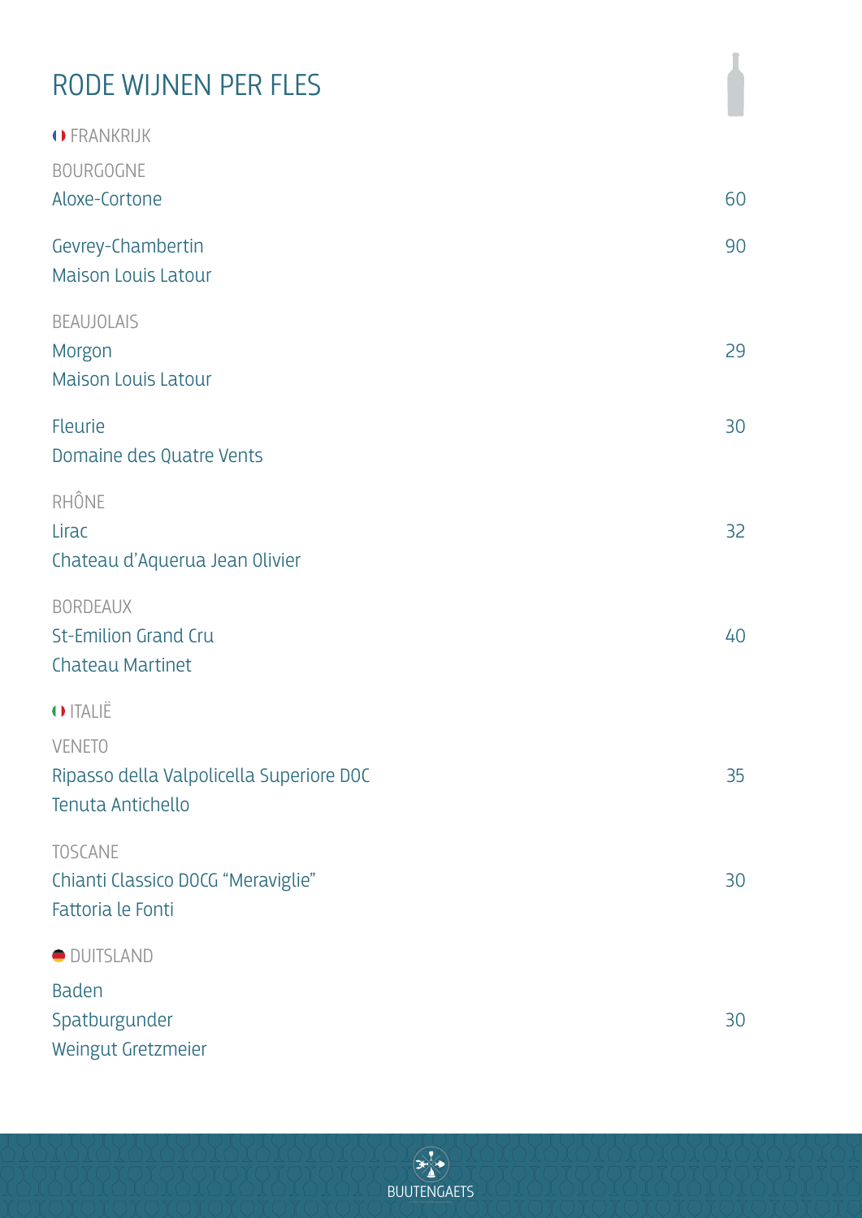# RODE WIJNEN PER FLES

## FRANKRIJK

### BOURGOGNE

Aloxe-Cortone — 60

Gevrey-Chambertin — 90
Maison Louis Latour

### BEAUJOLAIS

Morgon — 29
Maison Louis Latour

Fleurie — 30
Domaine des Quatre Vents

### RHÔNE

Lirac — 32
Chateau d'Aquerua Jean Olivier

### BORDEAUX

St-Emilion Grand Cru — 40
Chateau Martinet

## ITALIË

### VENETO

Ripasso della Valpolicella Superiore DOC — 35
Tenuta Antichello

### TOSCANE

Chianti Classico DOCG "Meraviglie" — 30
Fattoria le Fonti

## DUITSLAND

Baden
Spatburgunder — 30
Weingut Gretzmeier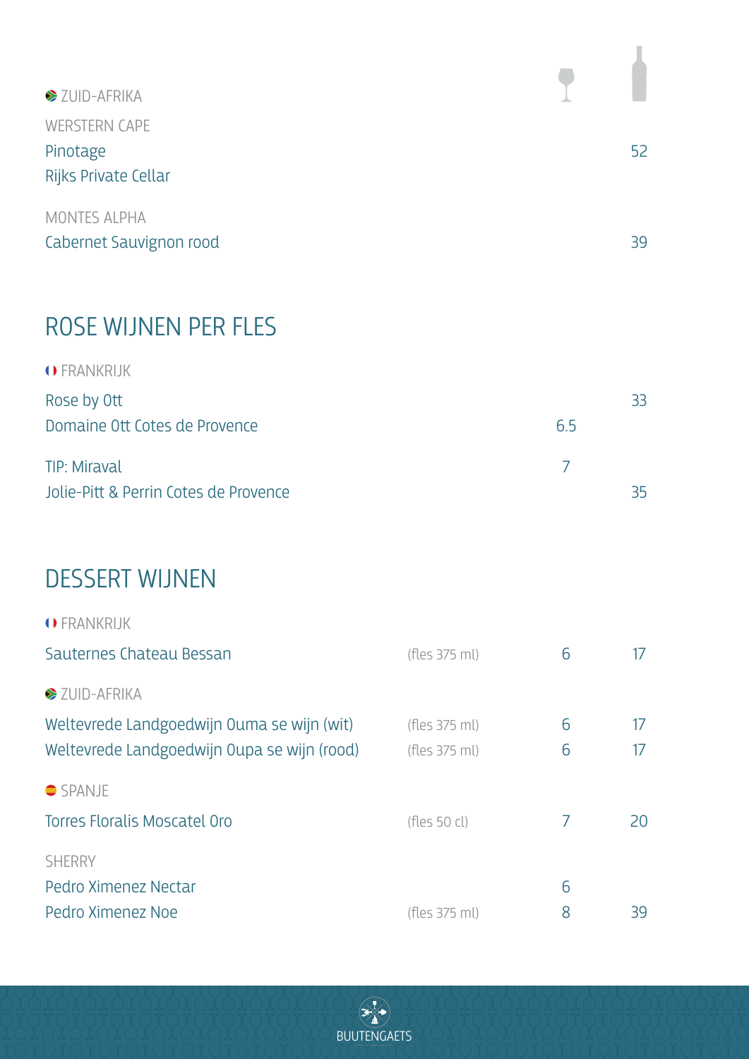| | | Glas | Fles |
|---|---|---|---|
| **ZUID-AFRIKA** | | | |
| WERSTERN CAPE | | | |
| Pinotage | | | 52 |
| Rijks Private Cellar | | | |
| MONTES ALPHA | | | |
| Cabernet Sauvignon rood | | | 39 |

## ROSE WIJNEN PER FLES

| | | Glas | Fles |
|---|---|---|---|
| **FRANKRIJK** | | | |
| Rose by Ott | | | 33 |
| Domaine Ott Cotes de Provence | | 6.5 | |
| TIP: Miraval | | 7 | |
| Jolie-Pitt & Perrin Cotes de Provence | | | 35 |

## DESSERT WIJNEN

| | | Glas | Fles |
|---|---|---|---|
| **FRANKRIJK** | | | |
| Sauternes Chateau Bessan | (fles 375 ml) | 6 | 17 |
| **ZUID-AFRIKA** | | | |
| Weltevrede Landgoedwijn Ouma se wijn (wit) | (fles 375 ml) | 6 | 17 |
| Weltevrede Landgoedwijn Oupa se wijn (rood) | (fles 375 ml) | 6 | 17 |
| **SPANJE** | | | |
| Torres Floralis Moscatel Oro | (fles 50 cl) | 7 | 20 |
| SHERRY | | | |
| Pedro Ximenez Nectar | | 6 | |
| Pedro Ximenez Noe | (fles 375 ml) | 8 | 39 |

BUUTENGAETS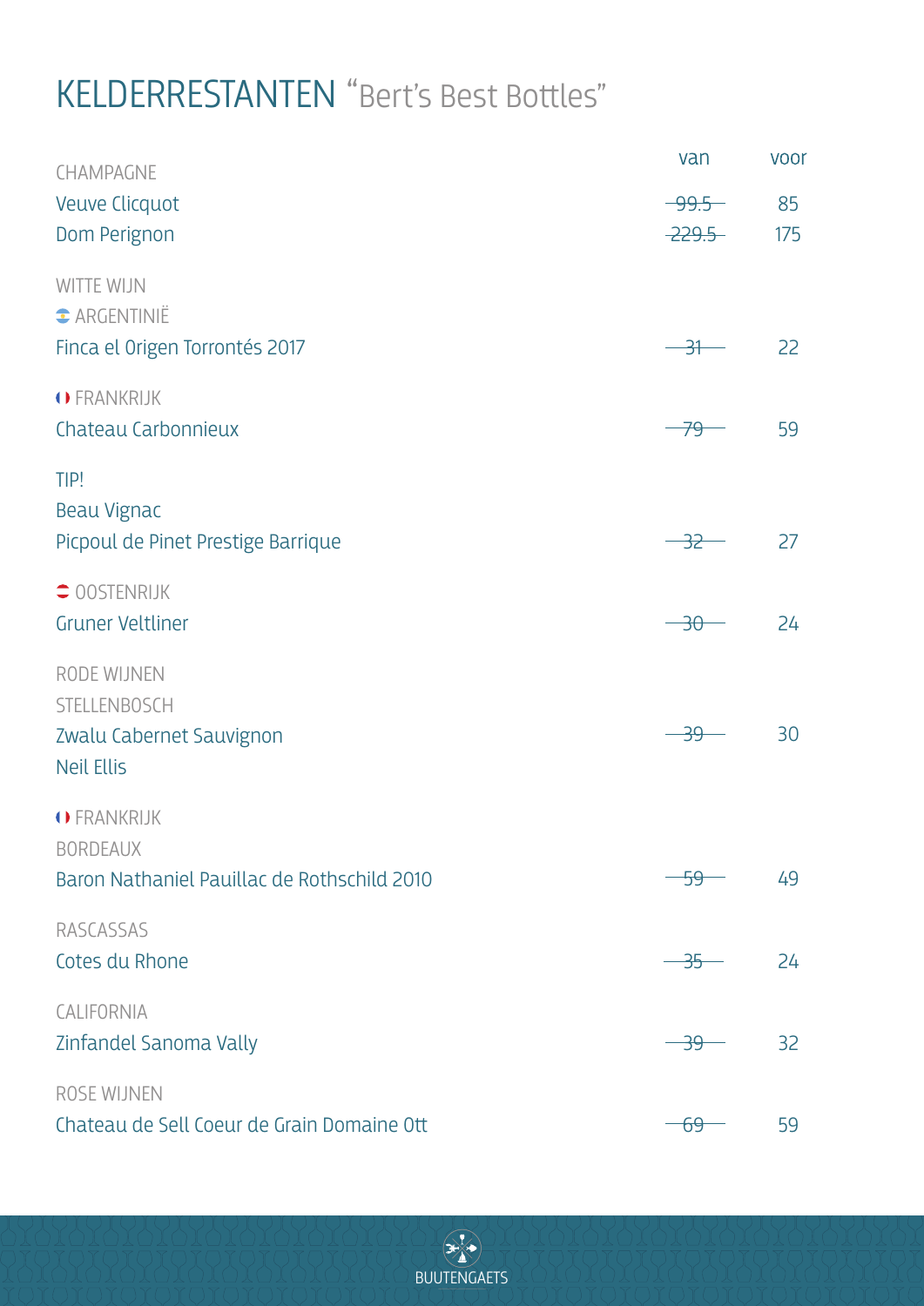# KELDERRESTANTEN "Bert's Best Bottles"

| | van | voor |
|---|---|---|
| CHAMPAGNE | | |
| Veuve Clicquot | ~~99.5~~ | 85 |
| Dom Perignon | ~~229.5~~ | 175 |
| WITTE WIJN | | |
| ARGENTINIË | | |
| Finca el Origen Torrontés 2017 | ~~31~~ | 22 |
| FRANKRIJK | | |
| Chateau Carbonnieux | ~~79~~ | 59 |
| TIP! | | |
| Beau Vignac | | |
| Picpoul de Pinet Prestige Barrique | ~~32~~ | 27 |
| OOSTENRIJK | | |
| Gruner Veltliner | ~~30~~ | 24 |
| RODE WIJNEN | | |
| STELLENBOSCH | | |
| Zwalu Cabernet Sauvignon Neil Ellis | ~~39~~ | 30 |
| FRANKRIJK | | |
| BORDEAUX | | |
| Baron Nathaniel Pauillac de Rothschild 2010 | ~~59~~ | 49 |
| RASCASSAS | | |
| Cotes du Rhone | ~~35~~ | 24 |
| CALIFORNIA | | |
| Zinfandel Sanoma Vally | ~~39~~ | 32 |
| ROSE WIJNEN | | |
| Chateau de Sell Coeur de Grain Domaine Ott | ~~69~~ | 59 |

BUUTENGAETS